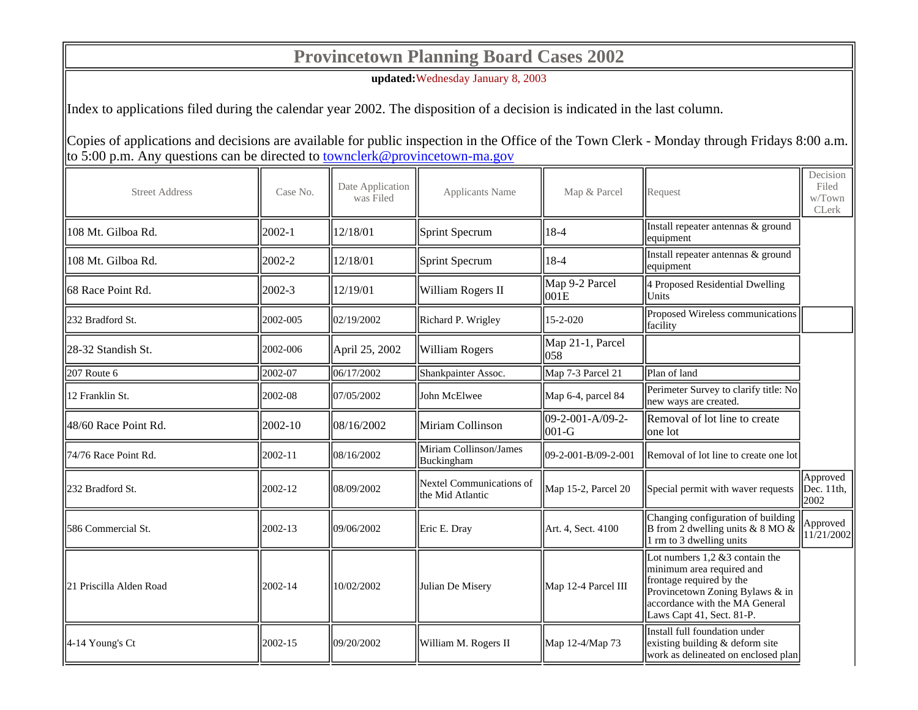# Provincetown Planning Board Cases 2002

**updated:** Wednesday January 8, 2003

Index to applications filed during the calendar year 2002. The disposition of a decision is indicated in the last column.

Copies of applications and decisions are available for public inspection in the Office of the Town Clerk - Monday through Fridays 8:00 a.m. to 5:00 p.m. Any questions can be directed to townclerk@provincetown-ma.gov

| Street Address | Case No. | Date Application was Filed | Applicants Name | Map & Parcel | Request | Decision Filed w/Town CLerk |
|---|---|---|---|---|---|---|
| 108 Mt. Gilboa Rd. | 2002-1 | 12/18/01 | Sprint Specrum | 18-4 | Install repeater antennas & ground equipment | |
| 108 Mt. Gilboa Rd. | 2002-2 | 12/18/01 | Sprint Specrum | 18-4 | Install repeater antennas & ground equipment | |
| 68 Race Point Rd. | 2002-3 | 12/19/01 | William Rogers II | Map 9-2 Parcel 001E | 4 Proposed Residential Dwelling Units | |
| 232 Bradford St. | 2002-005 | 02/19/2002 | Richard P. Wrigley | 15-2-020 | Proposed Wireless communications facility | |
| 28-32 Standish St. | 2002-006 | April 25, 2002 | William Rogers | Map 21-1, Parcel 058 | | |
| 207 Route 6 | 2002-07 | 06/17/2002 | Shankpainter Assoc. | Map 7-3 Parcel 21 | Plan of land | |
| 12 Franklin St. | 2002-08 | 07/05/2002 | John McElwee | Map 6-4, parcel 84 | Perimeter Survey to clarify title: No new ways are created. | |
| 48/60 Race Point Rd. | 2002-10 | 08/16/2002 | Miriam Collinson | 09-2-001-A/09-2-001-G | Removal of lot line to create one lot | |
| 74/76 Race Point Rd. | 2002-11 | 08/16/2002 | Miriam Collinson/James Buckingham | 09-2-001-B/09-2-001 | Removal of lot line to create one lot | |
| 232 Bradford St. | 2002-12 | 08/09/2002 | Nextel Communications of the Mid Atlantic | Map 15-2, Parcel 20 | Special permit with waver requests | Approved Dec. 11th, 2002 |
| 586 Commercial St. | 2002-13 | 09/06/2002 | Eric E. Dray | Art. 4, Sect. 4100 | Changing configuration of building B from 2 dwelling units & 8 MO & 1 rm to 3 dwelling units | Approved 11/21/2002 |
| 21 Priscilla Alden Road | 2002-14 | 10/02/2002 | Julian De Misery | Map 12-4 Parcel III | Lot numbers 1,2 &3 contain the minimum area required and frontage required by the Provincetown Zoning Bylaws & in accordance with the MA General Laws Capt 41, Sect. 81-P. | |
| 4-14 Young's Ct | 2002-15 | 09/20/2002 | William M. Rogers II | Map 12-4/Map 73 | Install full foundation under existing building & deform site work as delineated on enclosed plan | |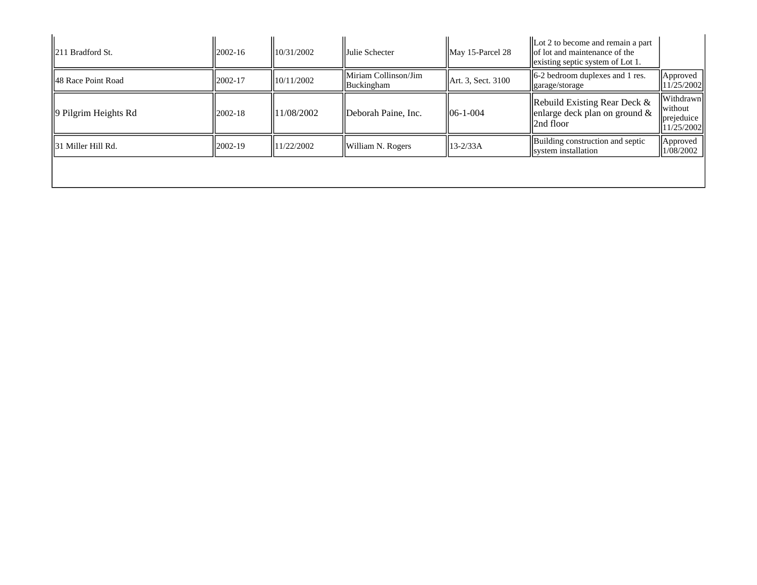| | | | | | | |
|---|---|---|---|---|---|---|
| 211 Bradford St. | 2002-16 | 10/31/2002 | Julie Schecter | May 15-Parcel 28 | Lot 2 to become and remain a part of lot and maintenance of the existing septic system of Lot 1. | |
| 48 Race Point Road | 2002-17 | 10/11/2002 | Miriam Collinson/Jim Buckingham | Art. 3, Sect. 3100 | 6-2 bedroom duplexes and 1 res. garage/storage | Approved 11/25/2002 |
| 9 Pilgrim Heights Rd | 2002-18 | 11/08/2002 | Deborah Paine, Inc. | 06-1-004 | Rebuild Existing Rear Deck & enlarge deck plan on ground & 2nd floor | Withdrawn without prejeduice 11/25/2002 |
| 31 Miller Hill Rd. | 2002-19 | 11/22/2002 | William N. Rogers | 13-2/33A | Building construction and septic system installation | Approved 1/08/2002 |